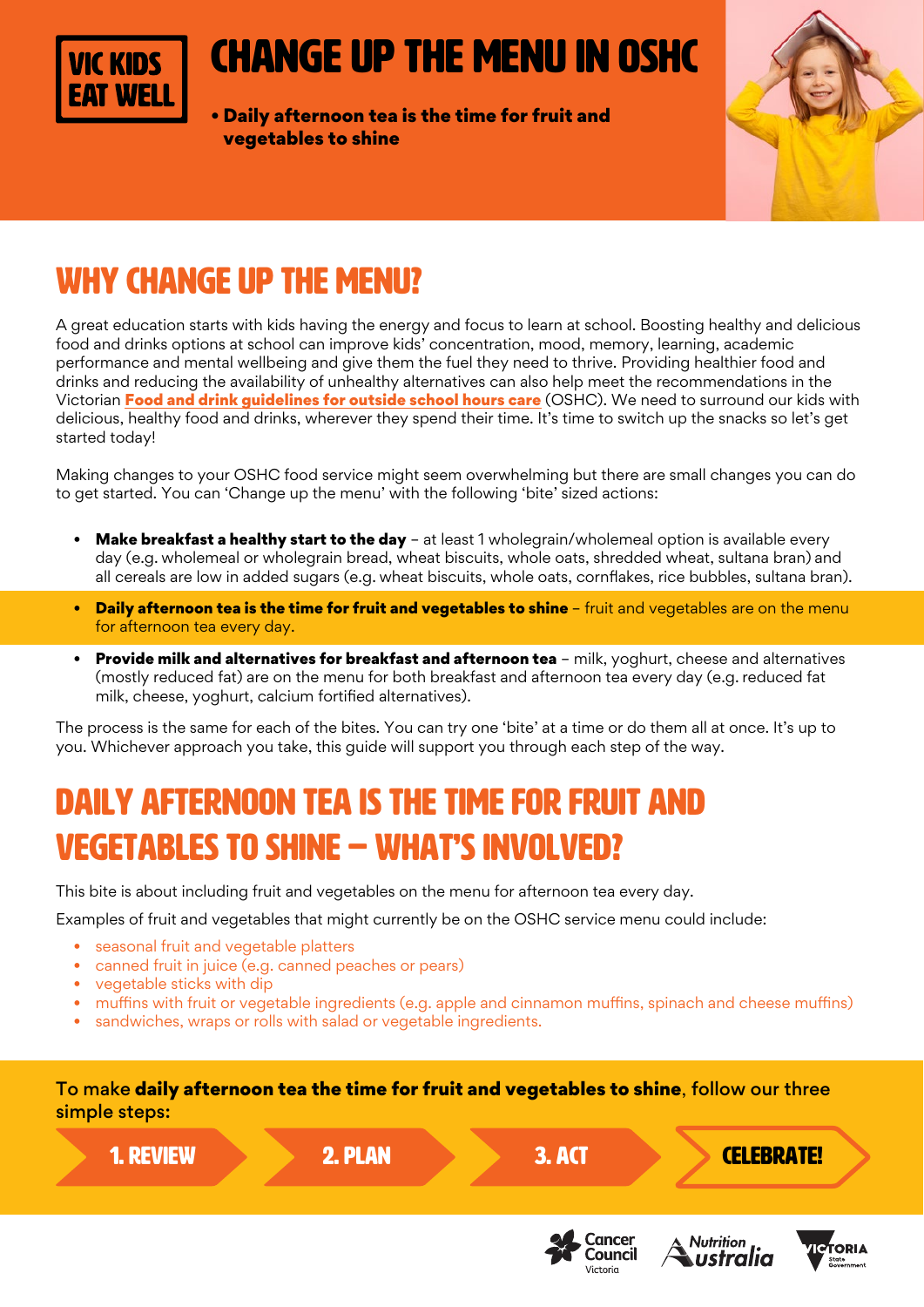VIC KIDS EAT WELL

# CHANGE UP THE MENU IN OSHC

- **Daily afternoon tea is the time for fruit and vegetables to shine**

## WHY CHANGE UP THE MENU?

A great education starts with kids having the energy and focus to learn at school. Boosting healthy and delicious food and drinks options at school can improve kids' concentration, mood, memory, learning, academic performance and mental wellbeing and give them the fuel they need to thrive. Providing healthier food and drinks and reducing the availability of unhealthy alternatives can also help meet the recommendations in the Victorian **Food and drink guidelines for outside school hours care** (OSHC). We need to surround our kids with delicious, healthy food and drinks, wherever they spend their time. It's time to switch up the snacks so let's get started today!

Making changes to your OSHC food service might seem overwhelming but there are small changes you can do to get started. You can 'Change up the menu' with the following 'bite' sized actions:

- **Make breakfast a healthy start to the day** – at least 1 wholegrain/wholemeal option is available every day (e.g. wholemeal or wholegrain bread, wheat biscuits, whole oats, shredded wheat, sultana bran) and all cereals are low in added sugars (e.g. wheat biscuits, whole oats, cornflakes, rice bubbles, sultana bran).
- **Daily afternoon tea is the time for fruit and vegetables to shine** – fruit and vegetables are on the menu for afternoon tea every day.
- **Provide milk and alternatives for breakfast and afternoon tea** – milk, yoghurt, cheese and alternatives (mostly reduced fat) are on the menu for both breakfast and afternoon tea every day (e.g. reduced fat milk, cheese, yoghurt, calcium fortified alternatives).

The process is the same for each of the bites. You can try one 'bite' at a time or do them all at once. It's up to you. Whichever approach you take, this guide will support you through each step of the way.

## DAILY AFTERNOON TEA IS THE TIME FOR FRUIT AND VEGETABLES TO SHINE – WHAT'S INVOLVED?

This bite is about including fruit and vegetables on the menu for afternoon tea every day.

Examples of fruit and vegetables that might currently be on the OSHC service menu could include:

- seasonal fruit and vegetable platters
- canned fruit in juice (e.g. canned peaches or pears)
- vegetable sticks with dip
- muffins with fruit or vegetable ingredients (e.g. apple and cinnamon muffins, spinach and cheese muffins)
- sandwiches, wraps or rolls with salad or vegetable ingredients.

To make **daily afternoon tea the time for fruit and vegetables to shine**, follow our three simple steps:

1. REVIEW
2. PLAN
3. ACT

CELEBRATE!

Cancer Council Victoria | Nutrition Australia | Victoria State Government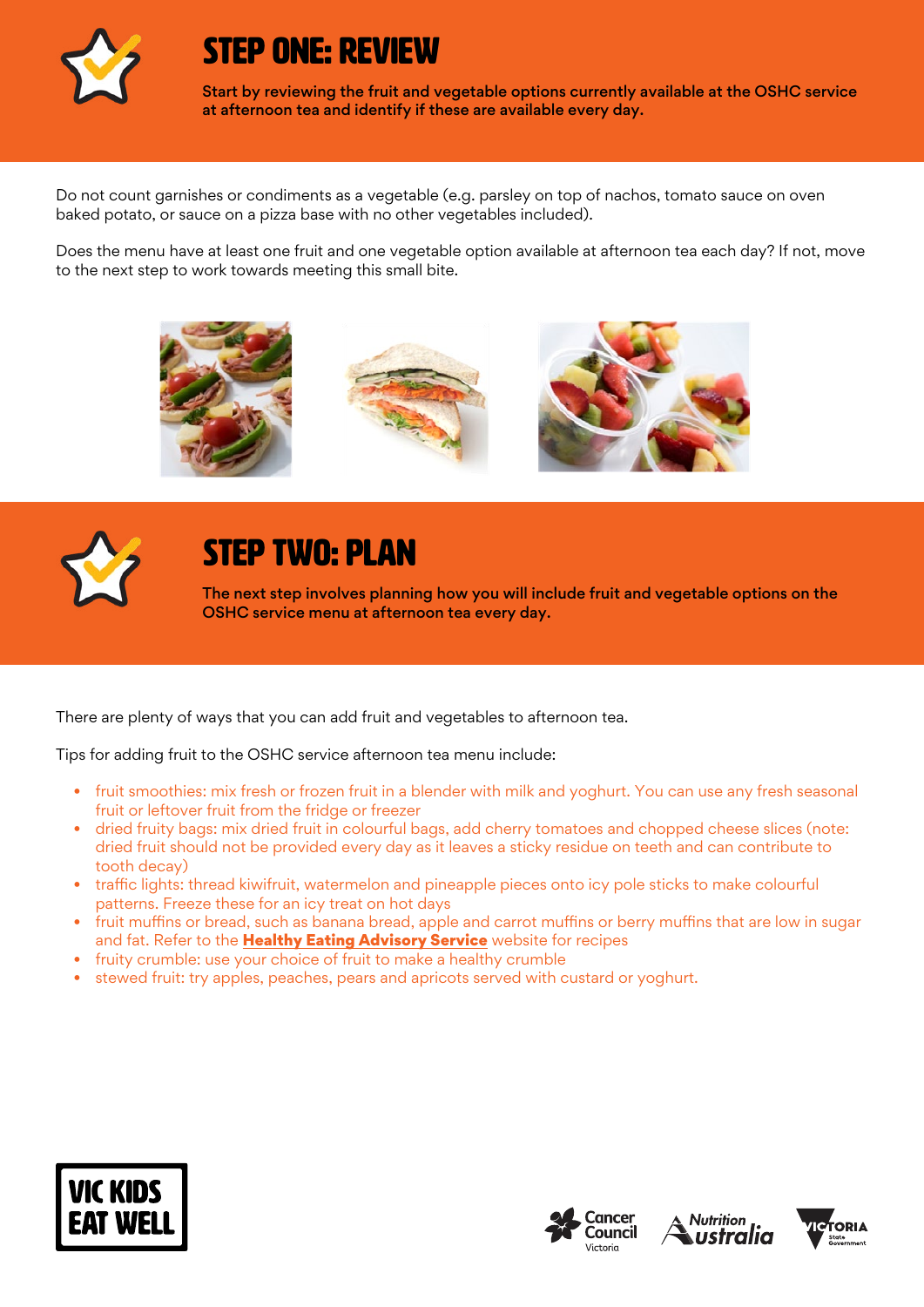# STEP ONE: REVIEW

**Start by reviewing the fruit and vegetable options currently available at the OSHC service at afternoon tea and identify if these are available every day.**

Do not count garnishes or condiments as a vegetable (e.g. parsley on top of nachos, tomato sauce on oven baked potato, or sauce on a pizza base with no other vegetables included).

Does the menu have at least one fruit and one vegetable option available at afternoon tea each day? If not, move to the next step to work towards meeting this small bite.

# STEP TWO: PLAN

**The next step involves planning how you will include fruit and vegetable options on the OSHC service menu at afternoon tea every day.**

There are plenty of ways that you can add fruit and vegetables to afternoon tea.

Tips for adding fruit to the OSHC service afternoon tea menu include:

- fruit smoothies: mix fresh or frozen fruit in a blender with milk and yoghurt. You can use any fresh seasonal fruit or leftover fruit from the fridge or freezer
- dried fruity bags: mix dried fruit in colourful bags, add cherry tomatoes and chopped cheese slices (note: dried fruit should not be provided every day as it leaves a sticky residue on teeth and can contribute to tooth decay)
- traffic lights: thread kiwifruit, watermelon and pineapple pieces onto icy pole sticks to make colourful patterns. Freeze these for an icy treat on hot days
- fruit muffins or bread, such as banana bread, apple and carrot muffins or berry muffins that are low in sugar and fat. Refer to the **Healthy Eating Advisory Service** website for recipes
- fruity crumble: use your choice of fruit to make a healthy crumble
- stewed fruit: try apples, peaches, pears and apricots served with custard or yoghurt.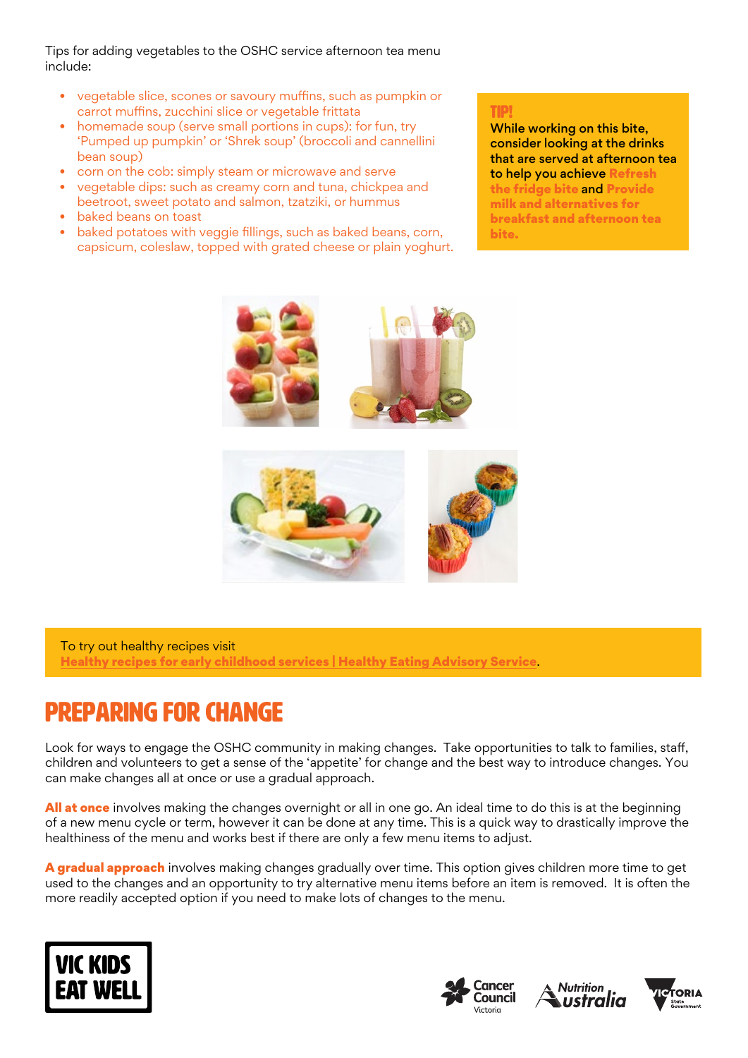Tips for adding vegetables to the OSHC service afternoon tea menu include:

- vegetable slice, scones or savoury muffins, such as pumpkin or carrot muffins, zucchini slice or vegetable frittata
- homemade soup (serve small portions in cups): for fun, try 'Pumped up pumpkin' or 'Shrek soup' (broccoli and cannellini bean soup)
- corn on the cob: simply steam or microwave and serve
- vegetable dips: such as creamy corn and tuna, chickpea and beetroot, sweet potato and salmon, tzatziki, or hummus
- baked beans on toast
- baked potatoes with veggie fillings, such as baked beans, corn, capsicum, coleslaw, topped with grated cheese or plain yoghurt.

**TIP!**

**While working on this bite, consider looking at the drinks that are served at afternoon tea to help you achieve Refresh the fridge bite and Provide milk and alternatives for breakfast and afternoon tea bite.**

To try out healthy recipes visit **Healthy recipes for early childhood services | Healthy Eating Advisory Service**.

# PREPARING FOR CHANGE

Look for ways to engage the OSHC community in making changes. Take opportunities to talk to families, staff, children and volunteers to get a sense of the 'appetite' for change and the best way to introduce changes. You can make changes all at once or use a gradual approach.

**All at once** involves making the changes overnight or all in one go. An ideal time to do this is at the beginning of a new menu cycle or term, however it can be done at any time. This is a quick way to drastically improve the healthiness of the menu and works best if there are only a few menu items to adjust.

**A gradual approach** involves making changes gradually over time. This option gives children more time to get used to the changes and an opportunity to try alternative menu items before an item is removed. It is often the more readily accepted option if you need to make lots of changes to the menu.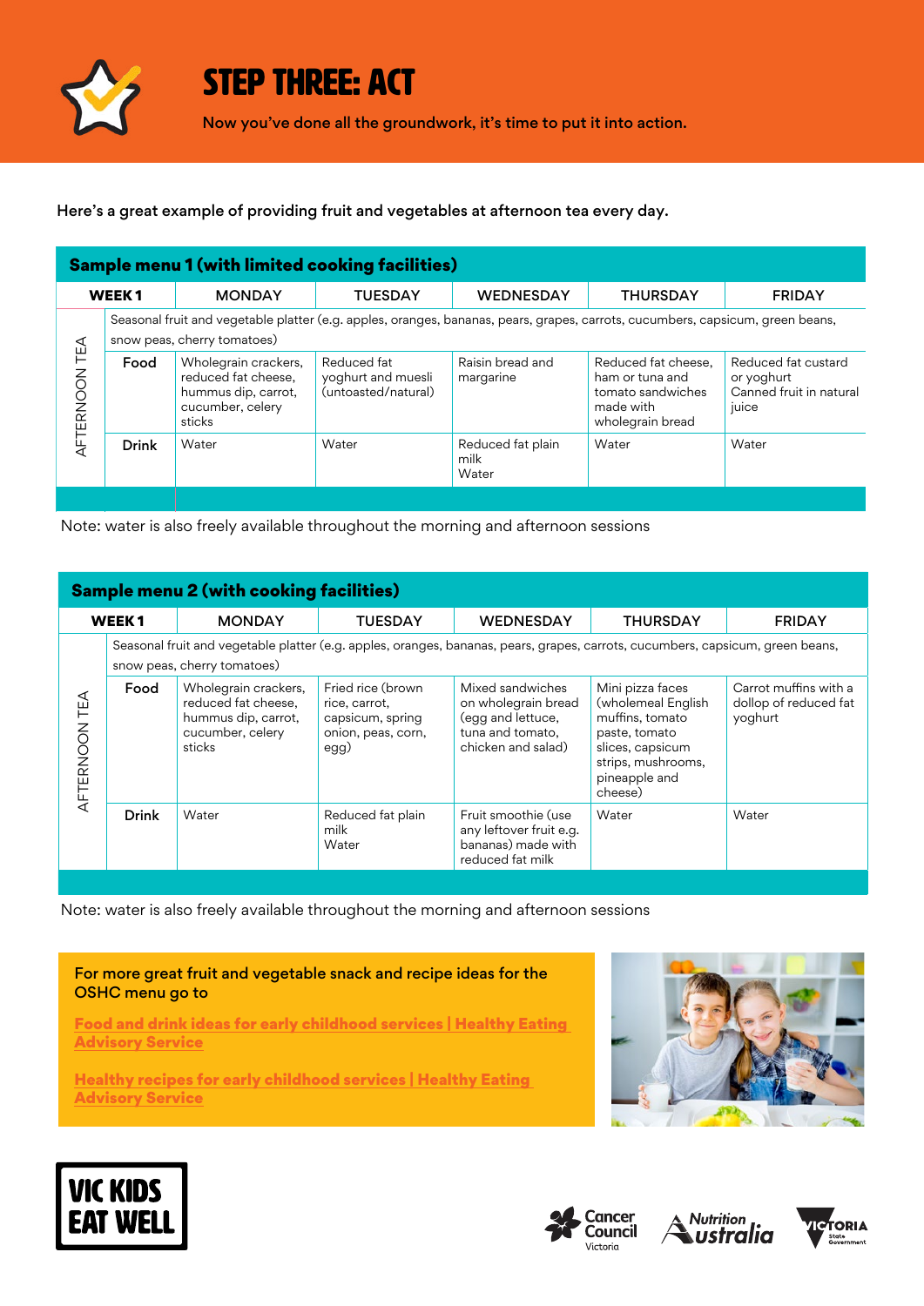# STEP THREE: ACT

Now you've done all the groundwork, it's time to put it into action.

Here's a great example of providing fruit and vegetables at afternoon tea every day.

**Sample menu 1 (with limited cooking facilities)**

| WEEK 1 | | MONDAY | TUESDAY | WEDNESDAY | THURSDAY | FRIDAY |
|---|---|---|---|---|---|---|
| AFTERNOON TEA | | Seasonal fruit and vegetable platter (e.g. apples, oranges, bananas, pears, grapes, carrots, cucumbers, capsicum, green beans, snow peas, cherry tomatoes) | | | | |
| | Food | Wholegrain crackers, reduced fat cheese, hummus dip, carrot, cucumber, celery sticks | Reduced fat yoghurt and muesli (untoasted/natural) | Raisin bread and margarine | Reduced fat cheese, ham or tuna and tomato sandwiches made with wholegrain bread | Reduced fat custard or yoghurt Canned fruit in natural juice |
| | Drink | Water | Water | Reduced fat plain milk Water | Water | Water |

Note: water is also freely available throughout the morning and afternoon sessions

**Sample menu 2 (with cooking facilities)**

| WEEK 1 | | MONDAY | TUESDAY | WEDNESDAY | THURSDAY | FRIDAY |
|---|---|---|---|---|---|---|
| AFTERNOON TEA | | Seasonal fruit and vegetable platter (e.g. apples, oranges, bananas, pears, grapes, carrots, cucumbers, capsicum, green beans, snow peas, cherry tomatoes) | | | | |
| | Food | Wholegrain crackers, reduced fat cheese, hummus dip, carrot, cucumber, celery sticks | Fried rice (brown rice, carrot, capsicum, spring onion, peas, corn, egg) | Mixed sandwiches on wholegrain bread (egg and lettuce, tuna and tomato, chicken and salad) | Mini pizza faces (wholemeal English muffins, tomato paste, tomato slices, capsicum strips, mushrooms, pineapple and cheese) | Carrot muffins with a dollop of reduced fat yoghurt |
| | Drink | Water | Reduced fat plain milk Water | Fruit smoothie (use any leftover fruit e.g. bananas) made with reduced fat milk | Water | Water |

Note: water is also freely available throughout the morning and afternoon sessions

For more great fruit and vegetable snack and recipe ideas for the OSHC menu go to

**Food and drink ideas for early childhood services | Healthy Eating Advisory Service**

**Healthy recipes for early childhood services | Healthy Eating Advisory Service**

VIC KIDS EAT WELL

Cancer Council Victoria | Nutrition Australia | Victoria State Government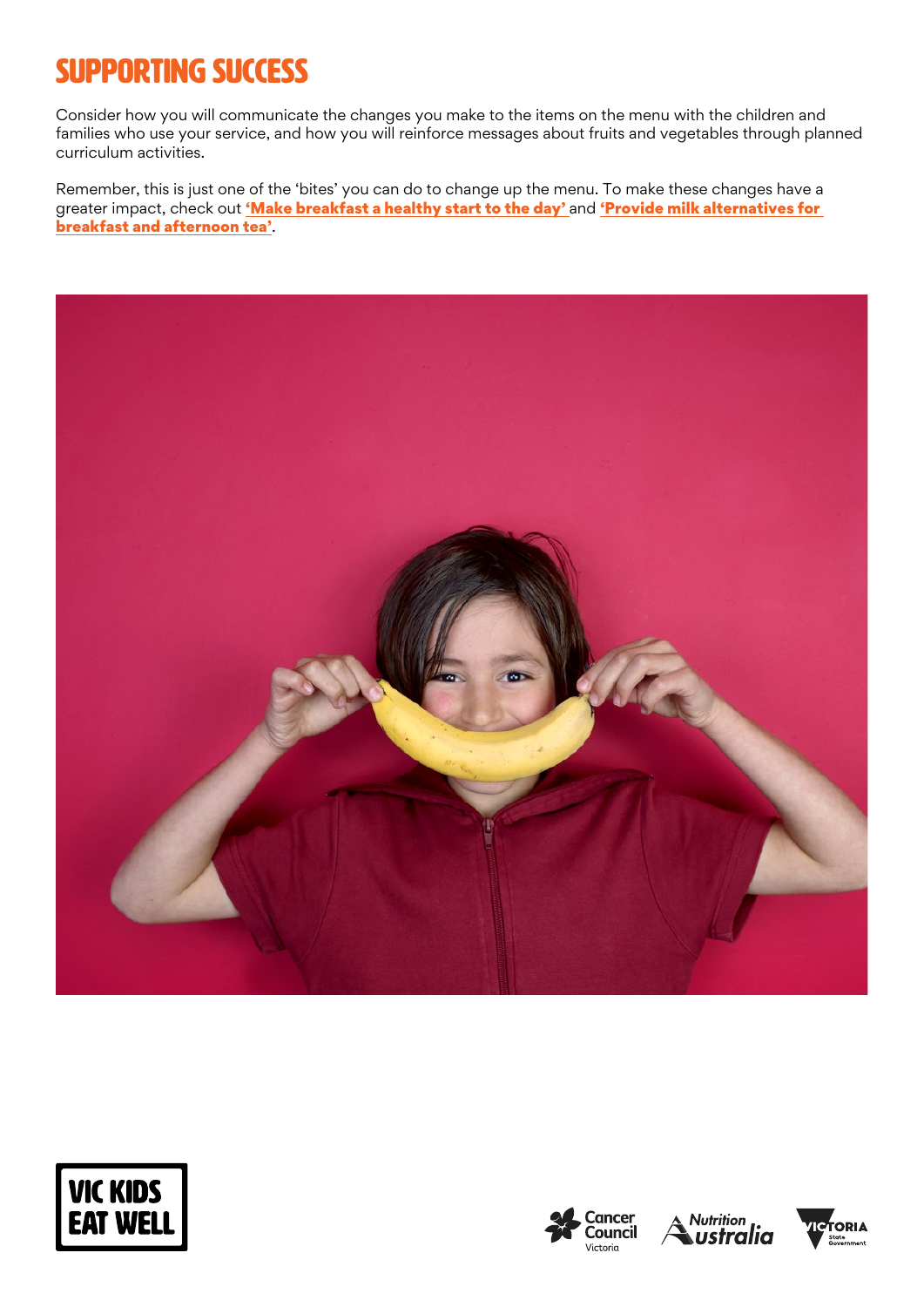# SUPPORTING SUCCESS

Consider how you will communicate the changes you make to the items on the menu with the children and families who use your service, and how you will reinforce messages about fruits and vegetables through planned curriculum activities.

Remember, this is just one of the 'bites' you can do to change up the menu. To make these changes have a greater impact, check out **'Make breakfast a healthy start to the day'** and **'Provide milk alternatives for breakfast and afternoon tea'**.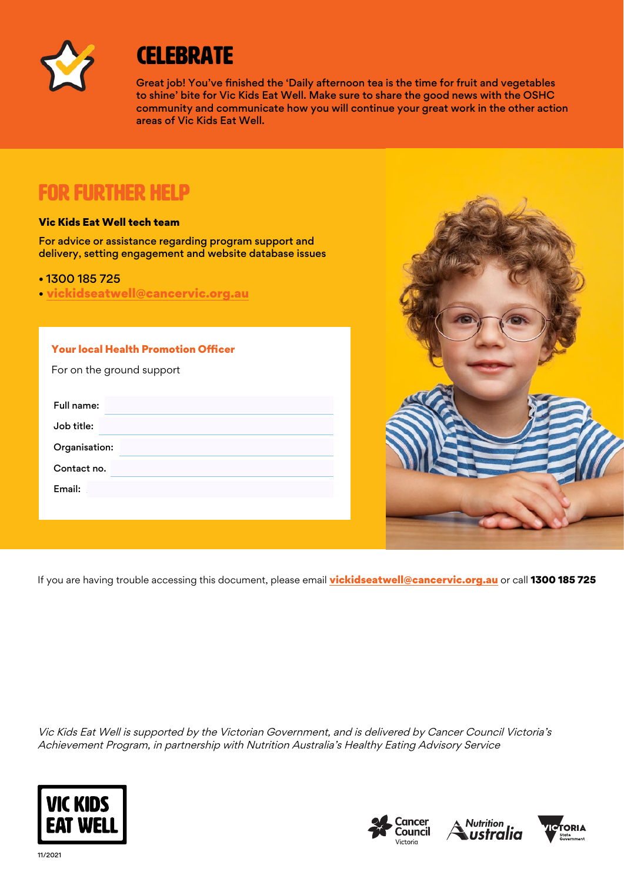# CELEBRATE

Great job! You've finished the 'Daily afternoon tea is the time for fruit and vegetables to shine' bite for Vic Kids Eat Well. Make sure to share the good news with the OSHC community and communicate how you will continue your great work in the other action areas of Vic Kids Eat Well.

## FOR FURTHER HELP

**Vic Kids Eat Well tech team**

For advice or assistance regarding program support and delivery, setting engagement and website database issues

- 1300 185 725
- **vickidseatwell@cancervic.org.au**

**Your local Health Promotion Officer**

For on the ground support

Full name:

Job title:

Organisation:

Contact no.

Email:

If you are having trouble accessing this document, please email **vickidseatwell@cancervic.org.au** or call **1300 185 725**

*Vic Kids Eat Well is supported by the Victorian Government, and is delivered by Cancer Council Victoria's Achievement Program, in partnership with Nutrition Australia's Healthy Eating Advisory Service*

VIC KIDS EAT WELL

Cancer Council Victoria

Nutrition Australia

Victoria State Government

11/2021